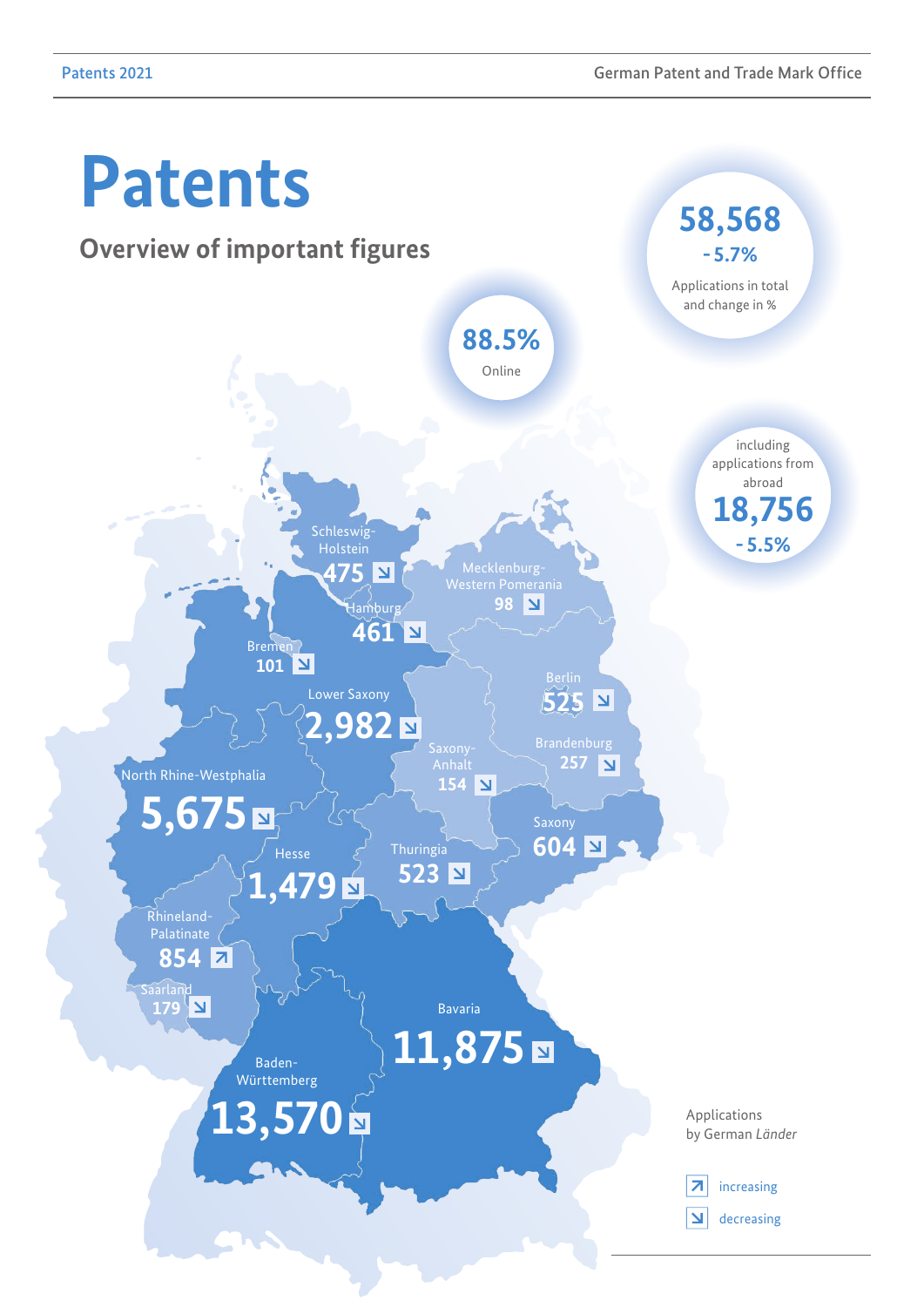# Patents

## Overview of important figures

**58,568**
**- 5.7%**
Applications in total and change in %

**88.5%**
Online

including applications from abroad
**18,756**
**- 5.5%**

Applications by German *Länder*

| Land | Applications | Trend |
| --- | --- | --- |
| Schleswig-Holstein | 475 | decreasing |
| Mecklenburg-Western Pomerania | 98 | decreasing |
| Hamburg | 461 | decreasing |
| Bremen | 101 | decreasing |
| Lower Saxony | 2,982 | decreasing |
| Berlin | 525 | decreasing |
| Brandenburg | 257 | decreasing |
| Saxony-Anhalt | 154 | decreasing |
| North Rhine-Westphalia | 5,675 | decreasing |
| Saxony | 604 | decreasing |
| Hesse | 1,479 | decreasing |
| Thuringia | 523 | decreasing |
| Rhineland-Palatinate | 854 | increasing |
| Saarland | 179 | decreasing |
| Bavaria | 11,875 | decreasing |
| Baden-Württemberg | 13,570 | decreasing |

↗ increasing
↘ decreasing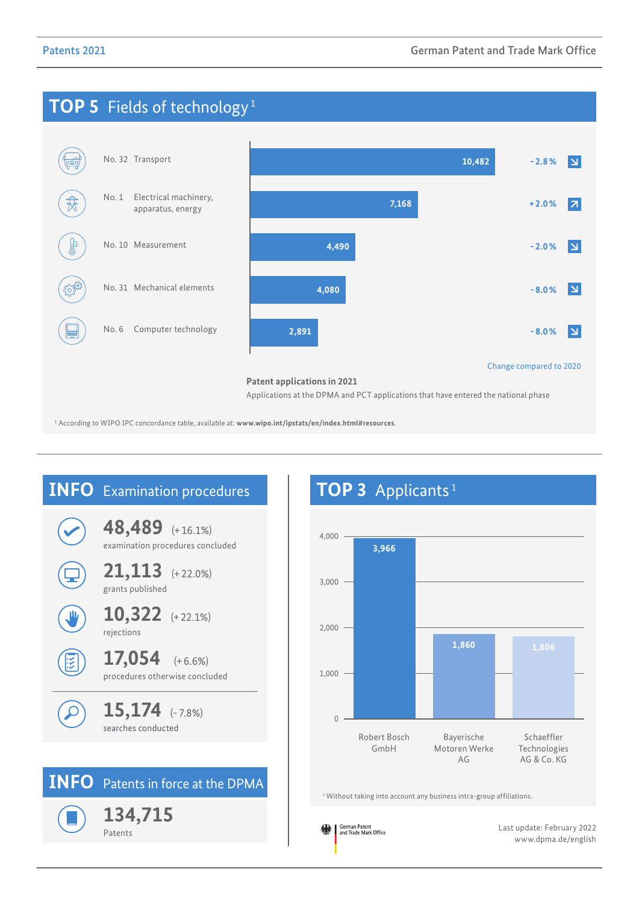## TOP 5 Fields of technology[1]

No. 32 Transport — 10,482 — -2.8 %

No. 1 Electrical machinery, apparatus, energy — 7,168 — +2.0 %

No. 10 Measurement — 4,490 — -2.0 %

No. 31 Mechanical elements — 4,080 — -8.0 %

No. 6 Computer technology — 2,891 — -8.0 %

Change compared to 2020

**Patent applications in 2021**

Applications at the DPMA and PCT applications that have entered the national phase

[1] According to WIPO IPC concordance table, available at: **www.wipo.int/ipstats/en/index.html#resources**.

## INFO Examination procedures

**48,489** (+16.1%)
examination procedures concluded

**21,113** (+22.0%)
grants published

**10,322** (+22.1%)
rejections

**17,054** (+6.6%)
procedures otherwise concluded

**15,174** (-7.8%)
searches conducted

## INFO Patents in force at the DPMA

**134,715**
Patents

## TOP 3 Applicants[1]

4,000
3,000
2,000
1,000
0

3,966
Robert Bosch GmbH

1,860
Bayerische Motoren Werke AG

1,806
Schaeffler Technologies AG & Co. KG

[1] Without taking into account any business intra-group affiliations.

German Patent and Trade Mark Office

Last update: February 2022
www.dpma.de/english